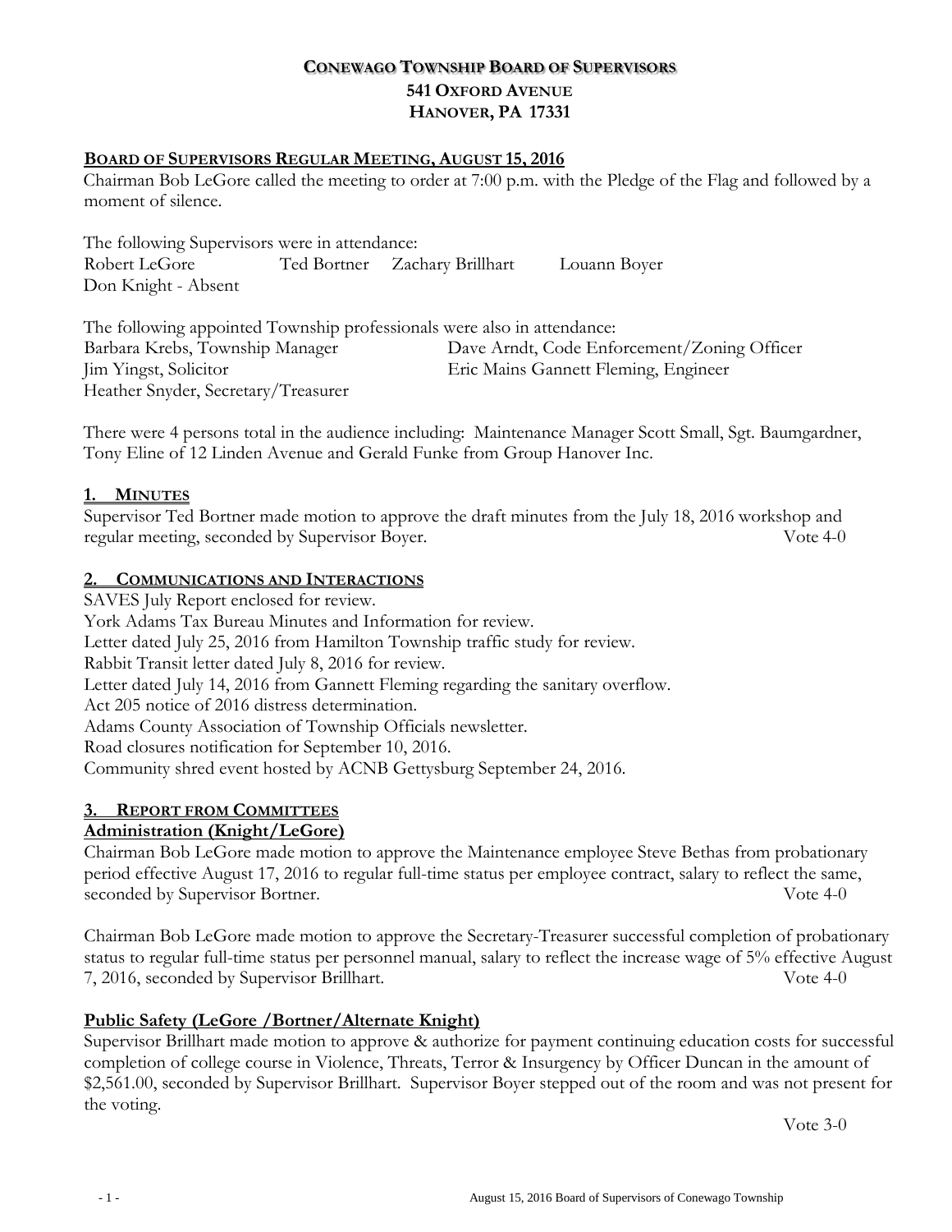# CONEWAGO TOWNSHIP BOARD OF SUPERVISORS
## 541 OXFORD AVENUE
## HANOVER, PA 17331

**BOARD OF SUPERVISORS REGULAR MEETING, AUGUST 15, 2016**

Chairman Bob LeGore called the meeting to order at 7:00 p.m. with the Pledge of the Flag and followed by a moment of silence.

The following Supervisors were in attendance:

Robert LeGore    Ted Bortner    Zachary Brillhart    Louann Boyer
Don Knight - Absent

The following appointed Township professionals were also in attendance:

Barbara Krebs, Township Manager    Dave Arndt, Code Enforcement/Zoning Officer
Jim Yingst, Solicitor    Eric Mains Gannett Fleming, Engineer
Heather Snyder, Secretary/Treasurer

There were 4 persons total in the audience including: Maintenance Manager Scott Small, Sgt. Baumgardner, Tony Eline of 12 Linden Avenue and Gerald Funke from Group Hanover Inc.

**1. MINUTES**

Supervisor Ted Bortner made motion to approve the draft minutes from the July 18, 2016 workshop and regular meeting, seconded by Supervisor Boyer. Vote 4-0

**2. COMMUNICATIONS AND INTERACTIONS**

SAVES July Report enclosed for review.
York Adams Tax Bureau Minutes and Information for review.
Letter dated July 25, 2016 from Hamilton Township traffic study for review.
Rabbit Transit letter dated July 8, 2016 for review.
Letter dated July 14, 2016 from Gannett Fleming regarding the sanitary overflow.
Act 205 notice of 2016 distress determination.
Adams County Association of Township Officials newsletter.
Road closures notification for September 10, 2016.
Community shred event hosted by ACNB Gettysburg September 24, 2016.

**3. REPORT FROM COMMITTEES**

**Administration (Knight/LeGore)**

Chairman Bob LeGore made motion to approve the Maintenance employee Steve Bethas from probationary period effective August 17, 2016 to regular full-time status per employee contract, salary to reflect the same, seconded by Supervisor Bortner. Vote 4-0

Chairman Bob LeGore made motion to approve the Secretary-Treasurer successful completion of probationary status to regular full-time status per personnel manual, salary to reflect the increase wage of 5% effective August 7, 2016, seconded by Supervisor Brillhart. Vote 4-0

**Public Safety (LeGore /Bortner/Alternate Knight)**

Supervisor Brillhart made motion to approve & authorize for payment continuing education costs for successful completion of college course in Violence, Threats, Terror & Insurgency by Officer Duncan in the amount of $2,561.00, seconded by Supervisor Brillhart. Supervisor Boyer stepped out of the room and was not present for the voting.

Vote 3-0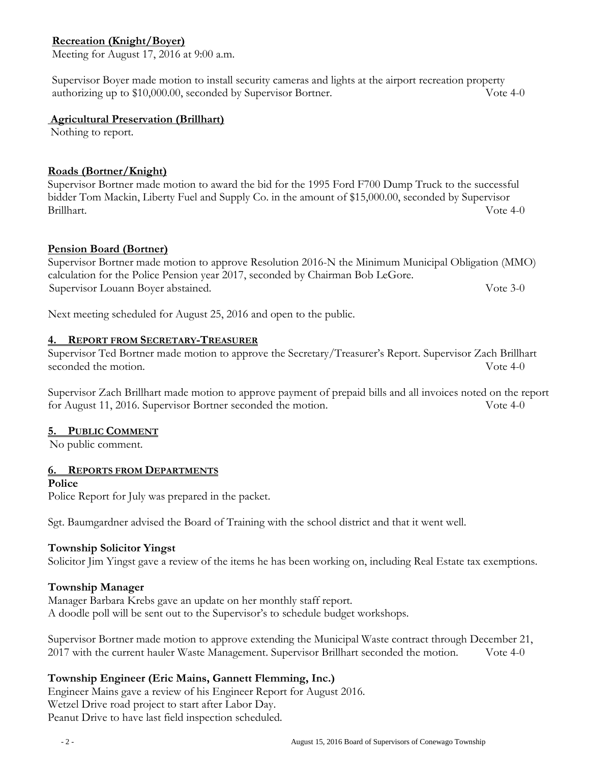**Recreation (Knight/Boyer)**

Meeting for August 17, 2016 at 9:00 a.m.

Supervisor Boyer made motion to install security cameras and lights at the airport recreation property authorizing up to $10,000.00, seconded by Supervisor Bortner. Vote 4-0

**Agricultural Preservation (Brillhart)**

Nothing to report.

**Roads (Bortner/Knight)**

Supervisor Bortner made motion to award the bid for the 1995 Ford F700 Dump Truck to the successful bidder Tom Mackin, Liberty Fuel and Supply Co. in the amount of $15,000.00, seconded by Supervisor Brillhart. Vote 4-0

**Pension Board (Bortner)**

Supervisor Bortner made motion to approve Resolution 2016-N the Minimum Municipal Obligation (MMO) calculation for the Police Pension year 2017, seconded by Chairman Bob LeGore.
Supervisor Louann Boyer abstained. Vote 3-0

Next meeting scheduled for August 25, 2016 and open to the public.

## 4. REPORT FROM SECRETARY-TREASURER

Supervisor Ted Bortner made motion to approve the Secretary/Treasurer's Report. Supervisor Zach Brillhart seconded the motion. Vote 4-0

Supervisor Zach Brillhart made motion to approve payment of prepaid bills and all invoices noted on the report for August 11, 2016. Supervisor Bortner seconded the motion. Vote 4-0

## 5. PUBLIC COMMENT

No public comment.

## 6. REPORTS FROM DEPARTMENTS

**Police**

Police Report for July was prepared in the packet.

Sgt. Baumgardner advised the Board of Training with the school district and that it went well.

**Township Solicitor Yingst**

Solicitor Jim Yingst gave a review of the items he has been working on, including Real Estate tax exemptions.

**Township Manager**

Manager Barbara Krebs gave an update on her monthly staff report.
A doodle poll will be sent out to the Supervisor's to schedule budget workshops.

Supervisor Bortner made motion to approve extending the Municipal Waste contract through December 21, 2017 with the current hauler Waste Management. Supervisor Brillhart seconded the motion. Vote 4-0

**Township Engineer (Eric Mains, Gannett Flemming, Inc.)**

Engineer Mains gave a review of his Engineer Report for August 2016.
Wetzel Drive road project to start after Labor Day.
Peanut Drive to have last field inspection scheduled.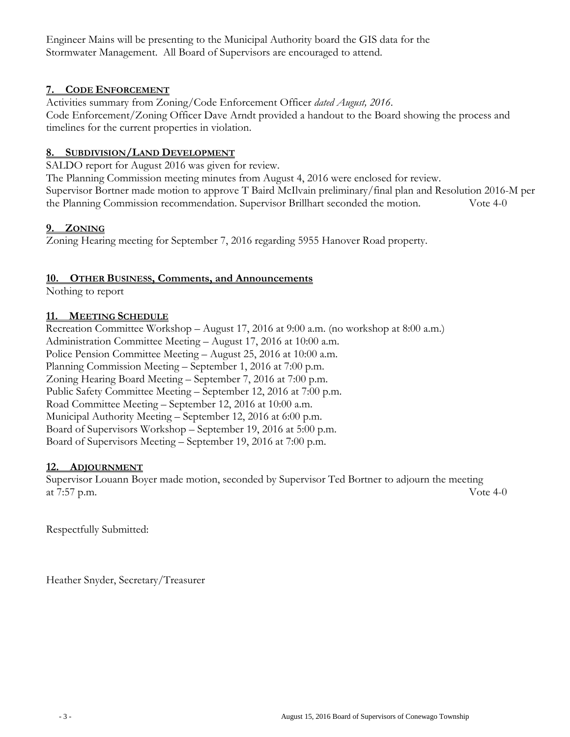Engineer Mains will be presenting to the Municipal Authority board the GIS data for the Stormwater Management. All Board of Supervisors are encouraged to attend.

## 7. CODE ENFORCEMENT

Activities summary from Zoning/Code Enforcement Officer *dated August, 2016*.
Code Enforcement/Zoning Officer Dave Arndt provided a handout to the Board showing the process and timelines for the current properties in violation.

## 8. SUBDIVISION/LAND DEVELOPMENT

SALDO report for August 2016 was given for review.
The Planning Commission meeting minutes from August 4, 2016 were enclosed for review.
Supervisor Bortner made motion to approve T Baird McIlvain preliminary/final plan and Resolution 2016-M per the Planning Commission recommendation. Supervisor Brillhart seconded the motion. Vote 4-0

## 9. ZONING

Zoning Hearing meeting for September 7, 2016 regarding 5955 Hanover Road property.

## 10. OTHER BUSINESS, Comments, and Announcements

Nothing to report

## 11. MEETING SCHEDULE

Recreation Committee Workshop – August 17, 2016 at 9:00 a.m. (no workshop at 8:00 a.m.)
Administration Committee Meeting – August 17, 2016 at 10:00 a.m.
Police Pension Committee Meeting – August 25, 2016 at 10:00 a.m.
Planning Commission Meeting – September 1, 2016 at 7:00 p.m.
Zoning Hearing Board Meeting – September 7, 2016 at 7:00 p.m.
Public Safety Committee Meeting – September 12, 2016 at 7:00 p.m.
Road Committee Meeting – September 12, 2016 at 10:00 a.m.
Municipal Authority Meeting – September 12, 2016 at 6:00 p.m.
Board of Supervisors Workshop – September 19, 2016 at 5:00 p.m.
Board of Supervisors Meeting – September 19, 2016 at 7:00 p.m.

## 12. ADJOURNMENT

Supervisor Louann Boyer made motion, seconded by Supervisor Ted Bortner to adjourn the meeting at 7:57 p.m. Vote 4-0

Respectfully Submitted:

Heather Snyder, Secretary/Treasurer